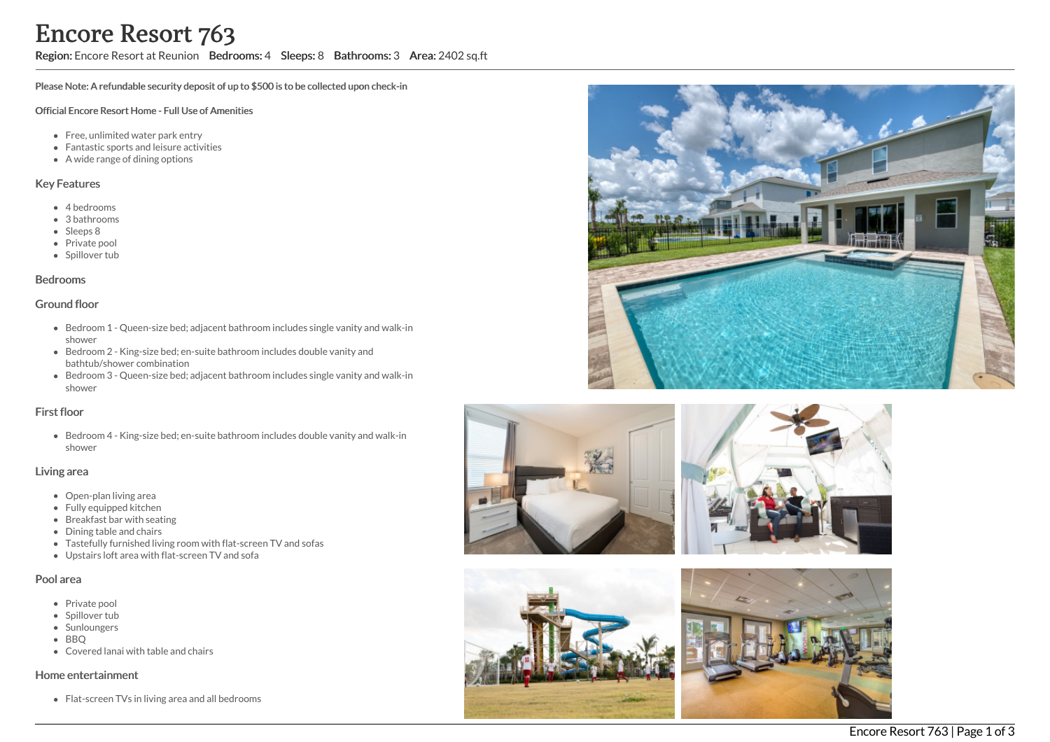# Encore Resort 763

**Region:** Encore Resort at Reunion **Bedrooms:** 4 **Sleeps:** 8 **Bathrooms:** 3 **Area:** 2402 sq.ft

**Please Note: A refundable security deposit of up to $500 is to be collected upon check-in**

**Official Encore Resort Home - Full Use of Amenities**

- Free, unlimited water park entry
- Fantastic sports and leisure activities
- A wide range of dining options

## Key Features

- 4 bedrooms
- 3 bathrooms
- Sleeps 8
- Private pool
- Spillover tub

## Bedrooms

### Ground floor

- Bedroom 1 - Queen-size bed; adjacent bathroom includes single vanity and walk-in shower
- Bedroom 2 - King-size bed; en-suite bathroom includes double vanity and bathtub/shower combination
- Bedroom 3 - Queen-size bed; adjacent bathroom includes single vanity and walk-in shower

### First floor

- Bedroom 4 - King-size bed; en-suite bathroom includes double vanity and walk-in shower

## Living area

- Open-plan living area
- Fully equipped kitchen
- Breakfast bar with seating
- Dining table and chairs
- Tastefully furnished living room with flat-screen TV and sofas
- Upstairs loft area with flat-screen TV and sofa

## Pool area

- Private pool
- Spillover tub
- Sunloungers
- BBQ
- Covered lanai with table and chairs

## Home entertainment

- Flat-screen TVs in living area and all bedrooms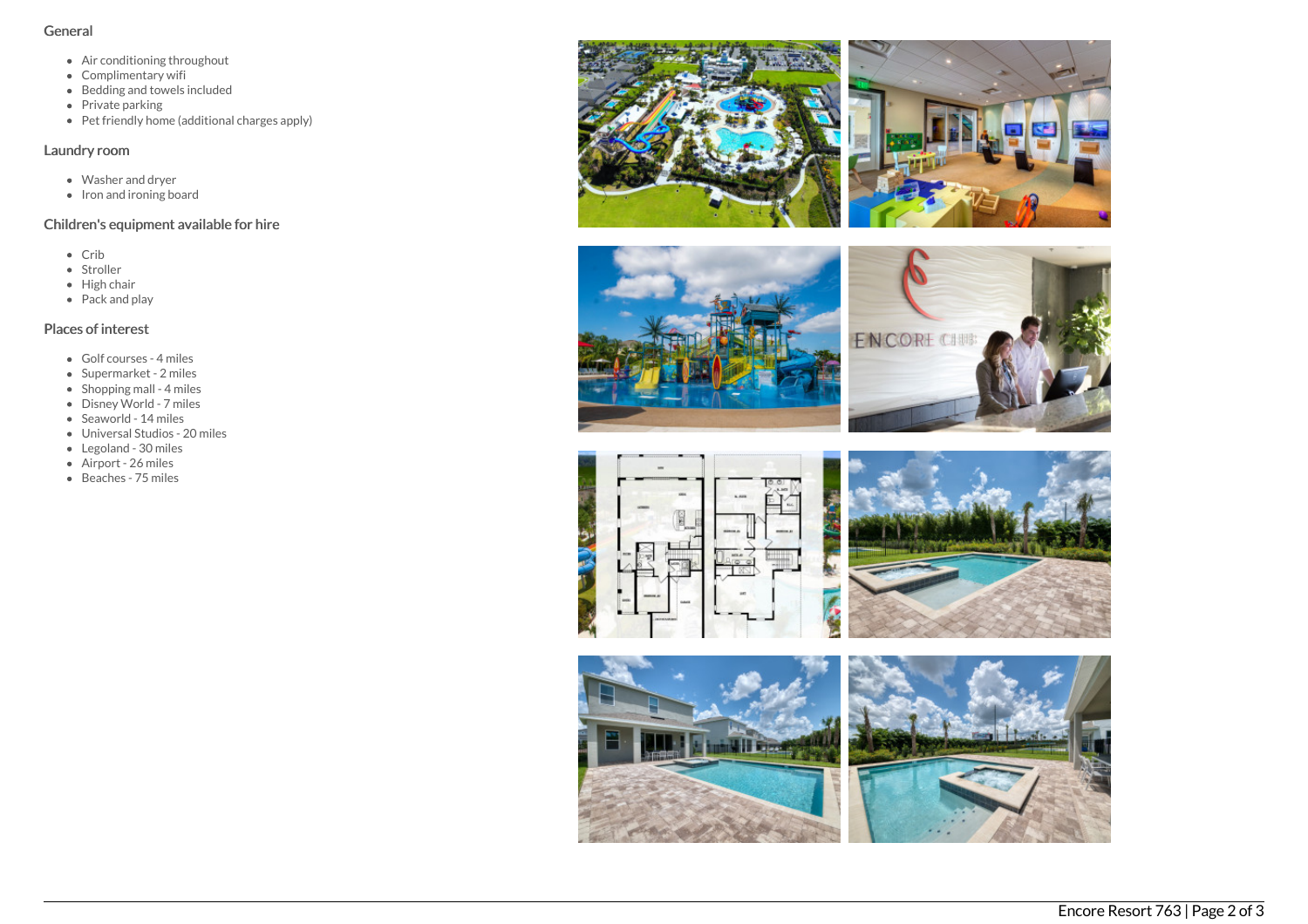## General

- Air conditioning throughout
- Complimentary wifi
- Bedding and towels included
- Private parking
- Pet friendly home (additional charges apply)

## Laundry room

- Washer and dryer
- Iron and ironing board

## Children's equipment available for hire

- Crib
- Stroller
- High chair
- Pack and play

## Places of interest

- Golf courses - 4 miles
- Supermarket - 2 miles
- Shopping mall - 4 miles
- Disney World - 7 miles
- Seaworld - 14 miles
- Universal Studios - 20 miles
- Legoland - 30 miles
- Airport - 26 miles
- Beaches - 75 miles